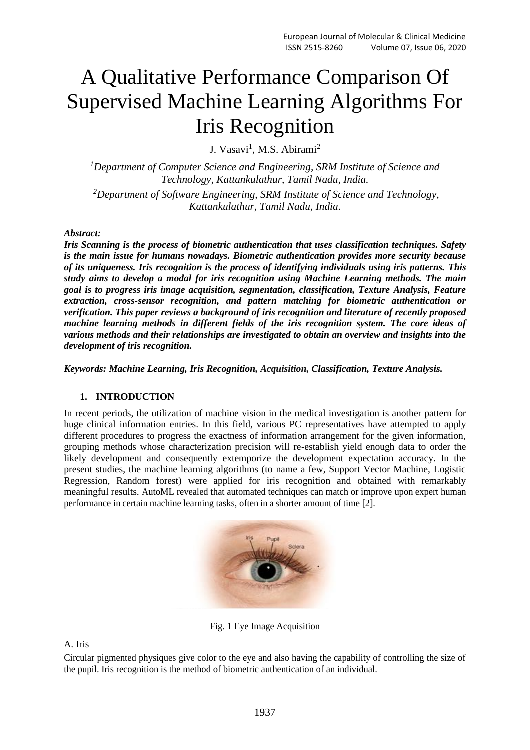# A Qualitative Performance Comparison Of Supervised Machine Learning Algorithms For Iris Recognition

J. Vasavi[1], M.S. Abirami[2]

[1]*Department of Computer Science and Engineering, SRM Institute of Science and Technology, Kattankulathur, Tamil Nadu, India.*

[2]*Department of Software Engineering, SRM Institute of Science and Technology, Kattankulathur, Tamil Nadu, India.*

***Abstract:***

***Iris Scanning is the process of biometric authentication that uses classification techniques. Safety is the main issue for humans nowadays. Biometric authentication provides more security because of its uniqueness. Iris recognition is the process of identifying individuals using iris patterns. This study aims to develop a modal for iris recognition using Machine Learning methods. The main goal is to progress iris image acquisition, segmentation, classification, Texture Analysis, Feature extraction, cross-sensor recognition, and pattern matching for biometric authentication or verification. This paper reviews a background of iris recognition and literature of recently proposed machine learning methods in different fields of the iris recognition system. The core ideas of various methods and their relationships are investigated to obtain an overview and insights into the development of iris recognition.***

***Keywords: Machine Learning, Iris Recognition, Acquisition, Classification, Texture Analysis.***

## 1. INTRODUCTION

In recent periods, the utilization of machine vision in the medical investigation is another pattern for huge clinical information entries. In this field, various PC representatives have attempted to apply different procedures to progress the exactness of information arrangement for the given information, grouping methods whose characterization precision will re-establish yield enough data to order the likely development and consequently extemporize the development expectation accuracy. In the present studies, the machine learning algorithms (to name a few, Support Vector Machine, Logistic Regression, Random forest) were applied for iris recognition and obtained with remarkably meaningful results. AutoML revealed that automated techniques can match or improve upon expert human performance in certain machine learning tasks, often in a shorter amount of time [2].

Fig. 1 Eye Image Acquisition

A. Iris

Circular pigmented physiques give color to the eye and also having the capability of controlling the size of the pupil. Iris recognition is the method of biometric authentication of an individual.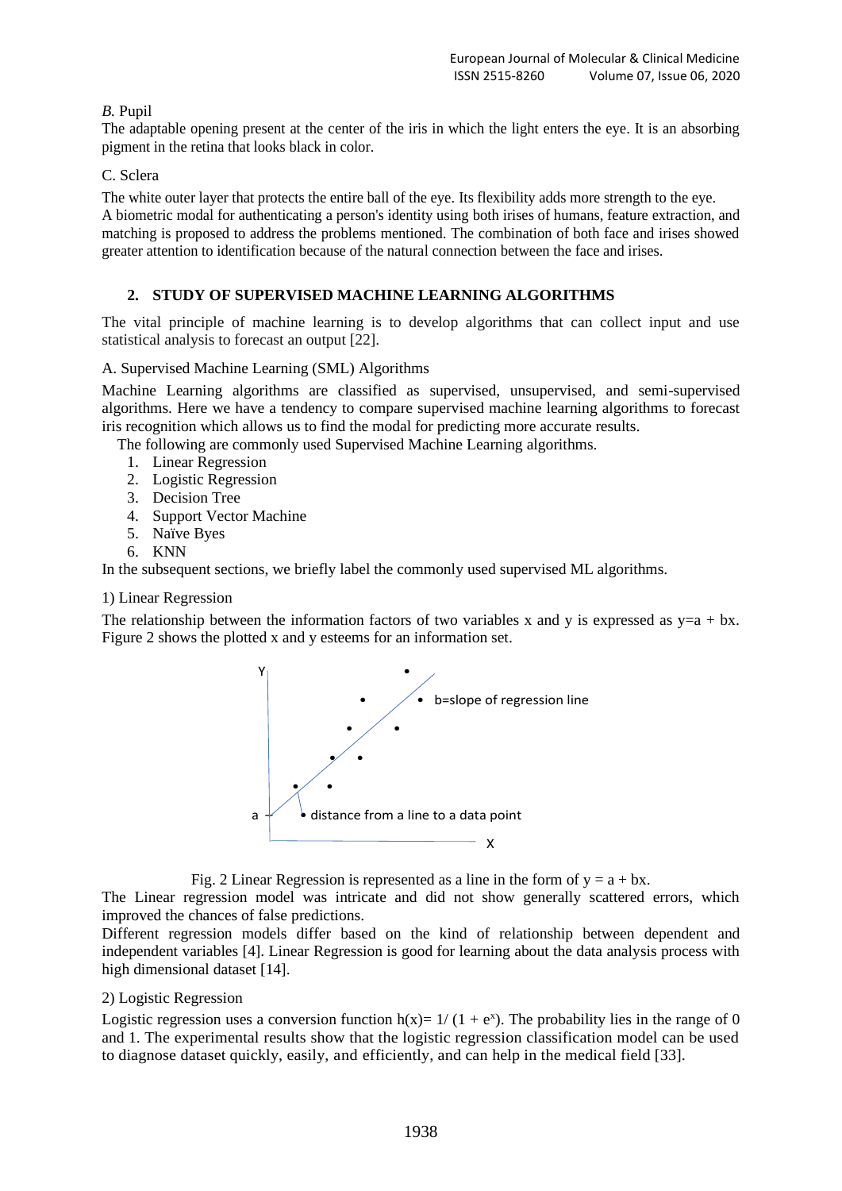*B.* Pupil

The adaptable opening present at the center of the iris in which the light enters the eye. It is an absorbing pigment in the retina that looks black in color.

C. Sclera

The white outer layer that protects the entire ball of the eye. Its flexibility adds more strength to the eye. A biometric modal for authenticating a person's identity using both irises of humans, feature extraction, and matching is proposed to address the problems mentioned. The combination of both face and irises showed greater attention to identification because of the natural connection between the face and irises.

## 2. STUDY OF SUPERVISED MACHINE LEARNING ALGORITHMS

The vital principle of machine learning is to develop algorithms that can collect input and use statistical analysis to forecast an output [22].

A. Supervised Machine Learning (SML) Algorithms

Machine Learning algorithms are classified as supervised, unsupervised, and semi-supervised algorithms. Here we have a tendency to compare supervised machine learning algorithms to forecast iris recognition which allows us to find the modal for predicting more accurate results.

The following are commonly used Supervised Machine Learning algorithms.

1. Linear Regression
2. Logistic Regression
3. Decision Tree
4. Support Vector Machine
5. Naïve Byes
6. KNN

In the subsequent sections, we briefly label the commonly used supervised ML algorithms.

1) Linear Regression

The relationship between the information factors of two variables x and y is expressed as $y=a + bx$. Figure 2 shows the plotted x and y esteems for an information set.

Y

b=slope of regression line

a

distance from a line to a data point

X

Fig. 2 Linear Regression is represented as a line in the form of $y = a + bx$.

The Linear regression model was intricate and did not show generally scattered errors, which improved the chances of false predictions.

Different regression models differ based on the kind of relationship between dependent and independent variables [4]. Linear Regression is good for learning about the data analysis process with high dimensional dataset [14].

2) Logistic Regression

Logistic regression uses a conversion function $h(x)= 1/ (1 + e^x)$. The probability lies in the range of 0 and 1. The experimental results show that the logistic regression classification model can be used to diagnose dataset quickly, easily, and efficiently, and can help in the medical field [33].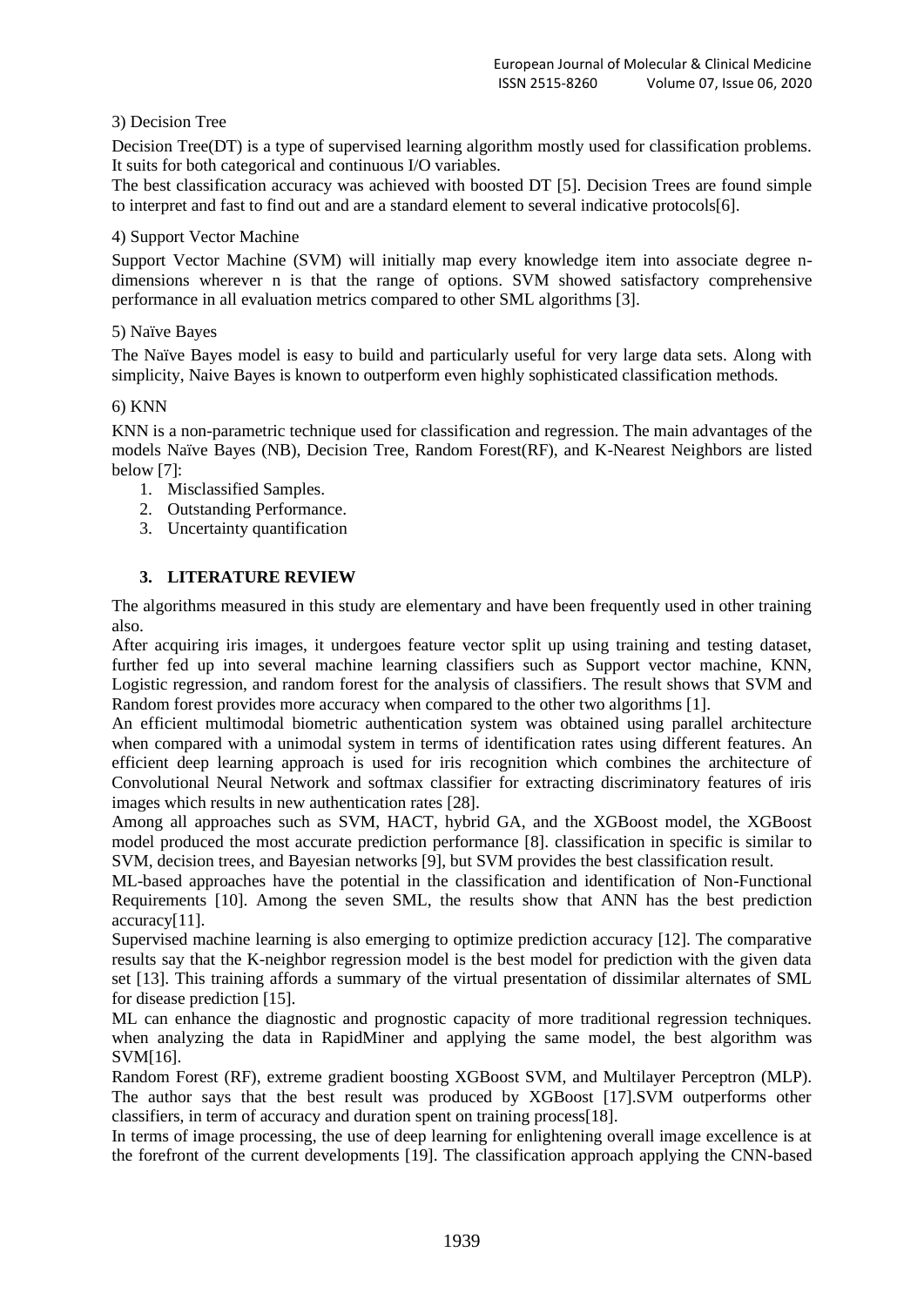3) Decision Tree

Decision Tree(DT) is a type of supervised learning algorithm mostly used for classification problems. It suits for both categorical and continuous I/O variables.

The best classification accuracy was achieved with boosted DT [5]. Decision Trees are found simple to interpret and fast to find out and are a standard element to several indicative protocols[6].

4) Support Vector Machine

Support Vector Machine (SVM) will initially map every knowledge item into associate degree n-dimensions wherever n is that the range of options. SVM showed satisfactory comprehensive performance in all evaluation metrics compared to other SML algorithms [3].

5) Naïve Bayes

The Naïve Bayes model is easy to build and particularly useful for very large data sets. Along with simplicity, Naive Bayes is known to outperform even highly sophisticated classification methods.

6) KNN

KNN is a non-parametric technique used for classification and regression. The main advantages of the models Naïve Bayes (NB), Decision Tree, Random Forest(RF), and K-Nearest Neighbors are listed below [7]:

1. Misclassified Samples.
2. Outstanding Performance.
3. Uncertainty quantification

## 3. LITERATURE REVIEW

The algorithms measured in this study are elementary and have been frequently used in other training also.

After acquiring iris images, it undergoes feature vector split up using training and testing dataset, further fed up into several machine learning classifiers such as Support vector machine, KNN, Logistic regression, and random forest for the analysis of classifiers. The result shows that SVM and Random forest provides more accuracy when compared to the other two algorithms [1].

An efficient multimodal biometric authentication system was obtained using parallel architecture when compared with a unimodal system in terms of identification rates using different features. An efficient deep learning approach is used for iris recognition which combines the architecture of Convolutional Neural Network and softmax classifier for extracting discriminatory features of iris images which results in new authentication rates [28].

Among all approaches such as SVM, HACT, hybrid GA, and the XGBoost model, the XGBoost model produced the most accurate prediction performance [8]. classification in specific is similar to SVM, decision trees, and Bayesian networks [9], but SVM provides the best classification result.

ML-based approaches have the potential in the classification and identification of Non-Functional Requirements [10]. Among the seven SML, the results show that ANN has the best prediction accuracy[11].

Supervised machine learning is also emerging to optimize prediction accuracy [12]. The comparative results say that the K-neighbor regression model is the best model for prediction with the given data set [13]. This training affords a summary of the virtual presentation of dissimilar alternates of SML for disease prediction [15].

ML can enhance the diagnostic and prognostic capacity of more traditional regression techniques. when analyzing the data in RapidMiner and applying the same model, the best algorithm was SVM[16].

Random Forest (RF), extreme gradient boosting XGBoost SVM, and Multilayer Perceptron (MLP). The author says that the best result was produced by XGBoost [17].SVM outperforms other classifiers, in term of accuracy and duration spent on training process[18].

In terms of image processing, the use of deep learning for enlightening overall image excellence is at the forefront of the current developments [19]. The classification approach applying the CNN-based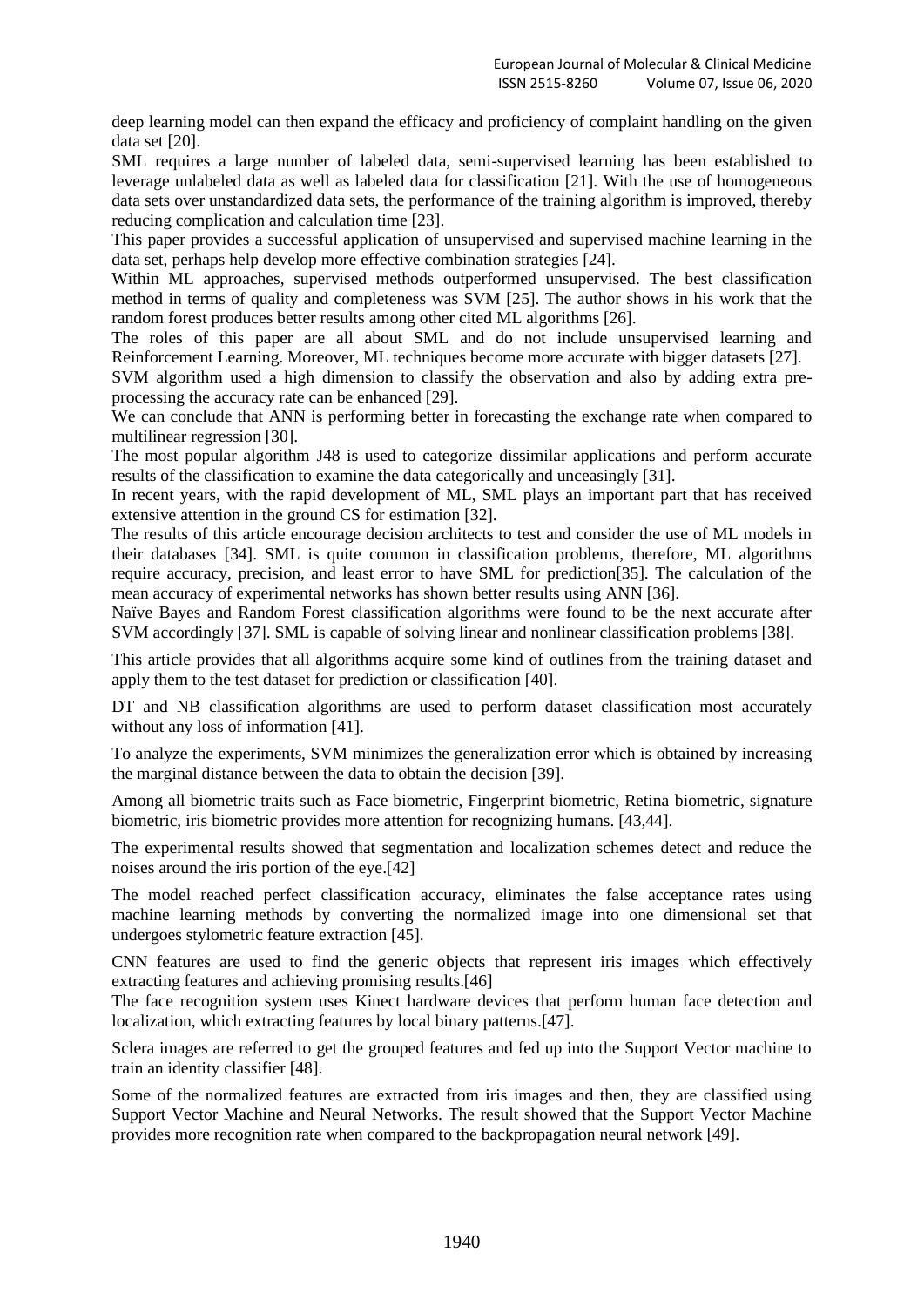deep learning model can then expand the efficacy and proficiency of complaint handling on the given data set [20].

SML requires a large number of labeled data, semi-supervised learning has been established to leverage unlabeled data as well as labeled data for classification [21]. With the use of homogeneous data sets over unstandardized data sets, the performance of the training algorithm is improved, thereby reducing complication and calculation time [23].

This paper provides a successful application of unsupervised and supervised machine learning in the data set, perhaps help develop more effective combination strategies [24].

Within ML approaches, supervised methods outperformed unsupervised. The best classification method in terms of quality and completeness was SVM [25]. The author shows in his work that the random forest produces better results among other cited ML algorithms [26].

The roles of this paper are all about SML and do not include unsupervised learning and Reinforcement Learning. Moreover, ML techniques become more accurate with bigger datasets [27].

SVM algorithm used a high dimension to classify the observation and also by adding extra pre-processing the accuracy rate can be enhanced [29].

We can conclude that ANN is performing better in forecasting the exchange rate when compared to multilinear regression [30].

The most popular algorithm J48 is used to categorize dissimilar applications and perform accurate results of the classification to examine the data categorically and unceasingly [31].

In recent years, with the rapid development of ML, SML plays an important part that has received extensive attention in the ground CS for estimation [32].

The results of this article encourage decision architects to test and consider the use of ML models in their databases [34]. SML is quite common in classification problems, therefore, ML algorithms require accuracy, precision, and least error to have SML for prediction[35]. The calculation of the mean accuracy of experimental networks has shown better results using ANN [36].

Naïve Bayes and Random Forest classification algorithms were found to be the next accurate after SVM accordingly [37]. SML is capable of solving linear and nonlinear classification problems [38].

This article provides that all algorithms acquire some kind of outlines from the training dataset and apply them to the test dataset for prediction or classification [40].

DT and NB classification algorithms are used to perform dataset classification most accurately without any loss of information [41].

To analyze the experiments, SVM minimizes the generalization error which is obtained by increasing the marginal distance between the data to obtain the decision [39].

Among all biometric traits such as Face biometric, Fingerprint biometric, Retina biometric, signature biometric, iris biometric provides more attention for recognizing humans. [43,44].

The experimental results showed that segmentation and localization schemes detect and reduce the noises around the iris portion of the eye.[42]

The model reached perfect classification accuracy, eliminates the false acceptance rates using machine learning methods by converting the normalized image into one dimensional set that undergoes stylometric feature extraction [45].

CNN features are used to find the generic objects that represent iris images which effectively extracting features and achieving promising results.[46]

The face recognition system uses Kinect hardware devices that perform human face detection and localization, which extracting features by local binary patterns.[47].

Sclera images are referred to get the grouped features and fed up into the Support Vector machine to train an identity classifier [48].

Some of the normalized features are extracted from iris images and then, they are classified using Support Vector Machine and Neural Networks. The result showed that the Support Vector Machine provides more recognition rate when compared to the backpropagation neural network [49].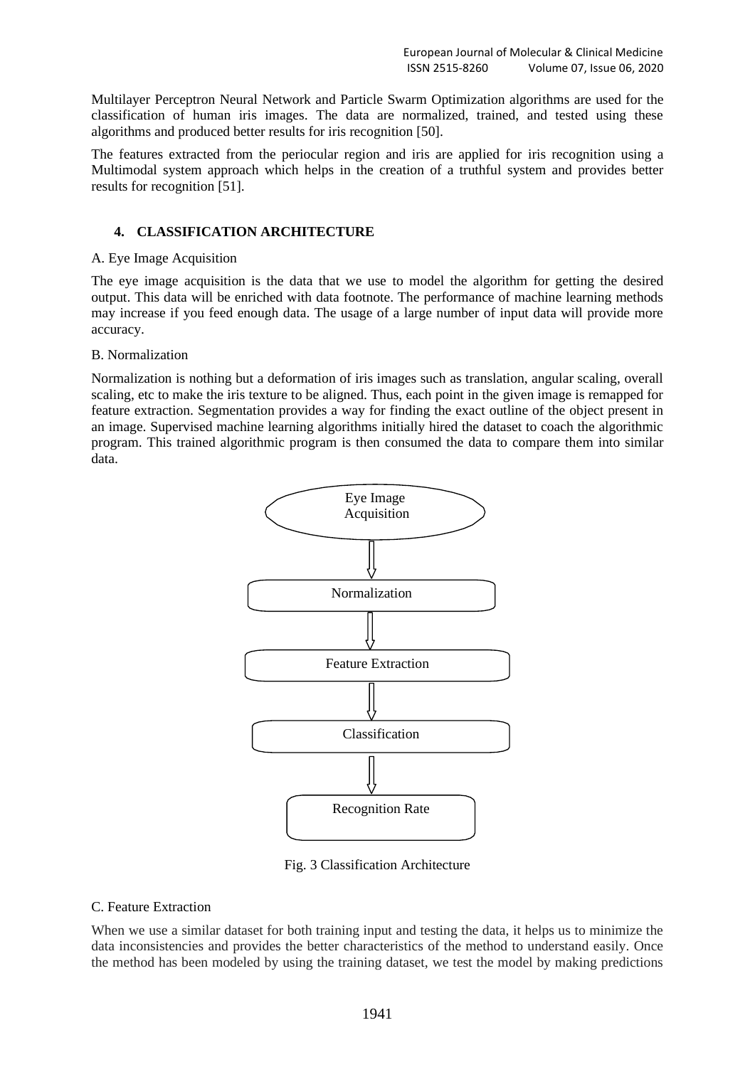Multilayer Perceptron Neural Network and Particle Swarm Optimization algorithms are used for the classification of human iris images. The data are normalized, trained, and tested using these algorithms and produced better results for iris recognition [50].

The features extracted from the periocular region and iris are applied for iris recognition using a Multimodal system approach which helps in the creation of a truthful system and provides better results for recognition [51].

## 4. CLASSIFICATION ARCHITECTURE

A. Eye Image Acquisition

The eye image acquisition is the data that we use to model the algorithm for getting the desired output. This data will be enriched with data footnote. The performance of machine learning methods may increase if you feed enough data. The usage of a large number of input data will provide more accuracy.

B. Normalization

Normalization is nothing but a deformation of iris images such as translation, angular scaling, overall scaling, etc to make the iris texture to be aligned. Thus, each point in the given image is remapped for feature extraction. Segmentation provides a way for finding the exact outline of the object present in an image. Supervised machine learning algorithms initially hired the dataset to coach the algorithmic program. This trained algorithmic program is then consumed the data to compare them into similar data.

Eye Image Acquisition → Normalization → Feature Extraction → Classification → Recognition Rate

Fig. 3 Classification Architecture

C. Feature Extraction

When we use a similar dataset for both training input and testing the data, it helps us to minimize the data inconsistencies and provides the better characteristics of the method to understand easily. Once the method has been modeled by using the training dataset, we test the model by making predictions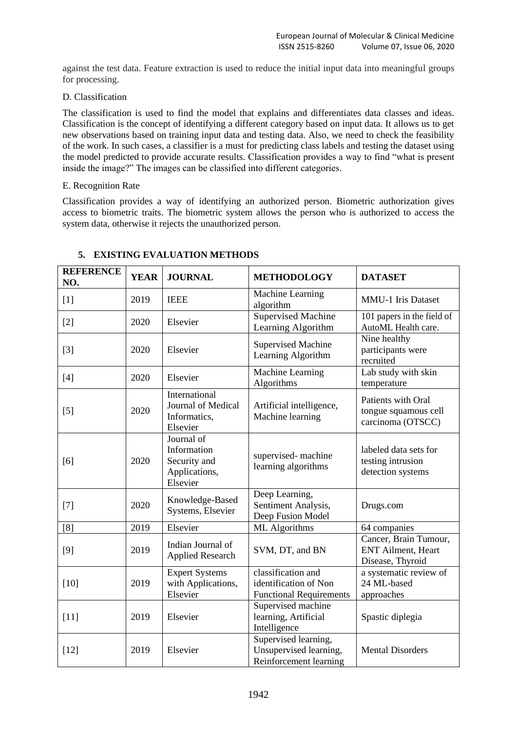against the test data. Feature extraction is used to reduce the initial input data into meaningful groups for processing.

D. Classification

The classification is used to find the model that explains and differentiates data classes and ideas. Classification is the concept of identifying a different category based on input data. It allows us to get new observations based on training input data and testing data. Also, we need to check the feasibility of the work. In such cases, a classifier is a must for predicting class labels and testing the dataset using the model predicted to provide accurate results. Classification provides a way to find "what is present inside the image?" The images can be classified into different categories.

E. Recognition Rate

Classification provides a way of identifying an authorized person. Biometric authorization gives access to biometric traits. The biometric system allows the person who is authorized to access the system data, otherwise it rejects the unauthorized person.

## 5. EXISTING EVALUATION METHODS

| REFERENCE NO. | YEAR | JOURNAL | METHODOLOGY | DATASET |
|---|---|---|---|---|
| [1] | 2019 | IEEE | Machine Learning algorithm | MMU-1 Iris Dataset |
| [2] | 2020 | Elsevier | Supervised Machine Learning Algorithm | 101 papers in the field of AutoML Health care. |
| [3] | 2020 | Elsevier | Supervised Machine Learning Algorithm | Nine healthy participants were recruited |
| [4] | 2020 | Elsevier | Machine Learning Algorithms | Lab study with skin temperature |
| [5] | 2020 | International Journal of Medical Informatics, Elsevier | Artificial intelligence, Machine learning | Patients with Oral tongue squamous cell carcinoma (OTSCC) |
| [6] | 2020 | Journal of Information Security and Applications, Elsevier | supervised- machine learning algorithms | labeled data sets for testing intrusion detection systems |
| [7] | 2020 | Knowledge-Based Systems, Elsevier | Deep Learning, Sentiment Analysis, Deep Fusion Model | Drugs.com |
| [8] | 2019 | Elsevier | ML Algorithms | 64 companies |
| [9] | 2019 | Indian Journal of Applied Research | SVM, DT, and BN | Cancer, Brain Tumour, ENT Ailment, Heart Disease, Thyroid |
| [10] | 2019 | Expert Systems with Applications, Elsevier | classification and identification of Non Functional Requirements | a systematic review of 24 ML-based approaches |
| [11] | 2019 | Elsevier | Supervised machine learning, Artificial Intelligence | Spastic diplegia |
| [12] | 2019 | Elsevier | Supervised learning, Unsupervised learning, Reinforcement learning | Mental Disorders |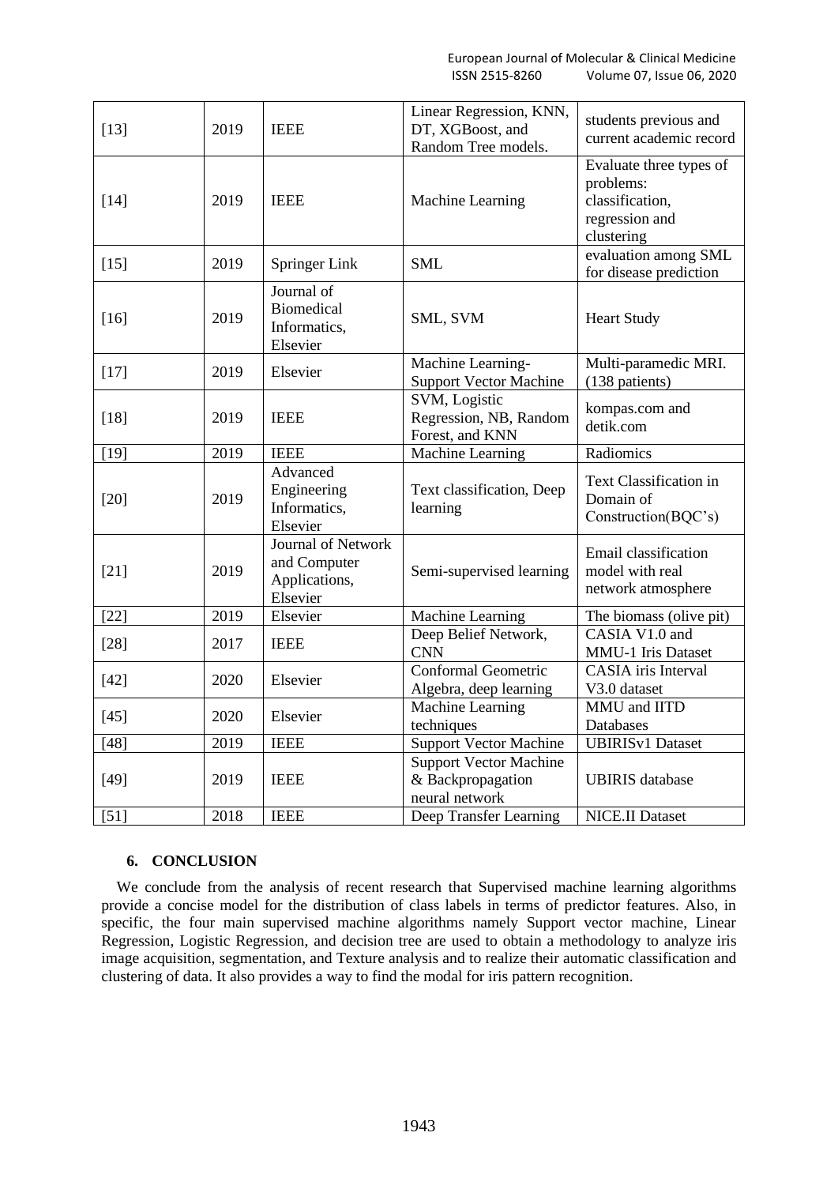| [13] | 2019 | IEEE | Linear Regression, KNN, DT, XGBoost, and Random Tree models. | students previous and current academic record |
|---|---|---|---|---|
| [14] | 2019 | IEEE | Machine Learning | Evaluate three types of problems: classification, regression and clustering |
| [15] | 2019 | Springer Link | SML | evaluation among SML for disease prediction |
| [16] | 2019 | Journal of Biomedical Informatics, Elsevier | SML, SVM | Heart Study |
| [17] | 2019 | Elsevier | Machine Learning- Support Vector Machine | Multi-paramedic MRI. (138 patients) |
| [18] | 2019 | IEEE | SVM, Logistic Regression, NB, Random Forest, and KNN | kompas.com and detik.com |
| [19] | 2019 | IEEE | Machine Learning | Radiomics |
| [20] | 2019 | Advanced Engineering Informatics, Elsevier | Text classification, Deep learning | Text Classification in Domain of Construction(BQC's) |
| [21] | 2019 | Journal of Network and Computer Applications, Elsevier | Semi-supervised learning | Email classification model with real network atmosphere |
| [22] | 2019 | Elsevier | Machine Learning | The biomass (olive pit) |
| [28] | 2017 | IEEE | Deep Belief Network, CNN | CASIA V1.0 and MMU-1 Iris Dataset |
| [42] | 2020 | Elsevier | Conformal Geometric Algebra, deep learning | CASIA iris Interval V3.0 dataset |
| [45] | 2020 | Elsevier | Machine Learning techniques | MMU and IITD Databases |
| [48] | 2019 | IEEE | Support Vector Machine | UBIRISv1 Dataset |
| [49] | 2019 | IEEE | Support Vector Machine & Backpropagation neural network | UBIRIS database |
| [51] | 2018 | IEEE | Deep Transfer Learning | NICE.II Dataset |

## 6. CONCLUSION

We conclude from the analysis of recent research that Supervised machine learning algorithms provide a concise model for the distribution of class labels in terms of predictor features. Also, in specific, the four main supervised machine algorithms namely Support vector machine, Linear Regression, Logistic Regression, and decision tree are used to obtain a methodology to analyze iris image acquisition, segmentation, and Texture analysis and to realize their automatic classification and clustering of data. It also provides a way to find the modal for iris pattern recognition.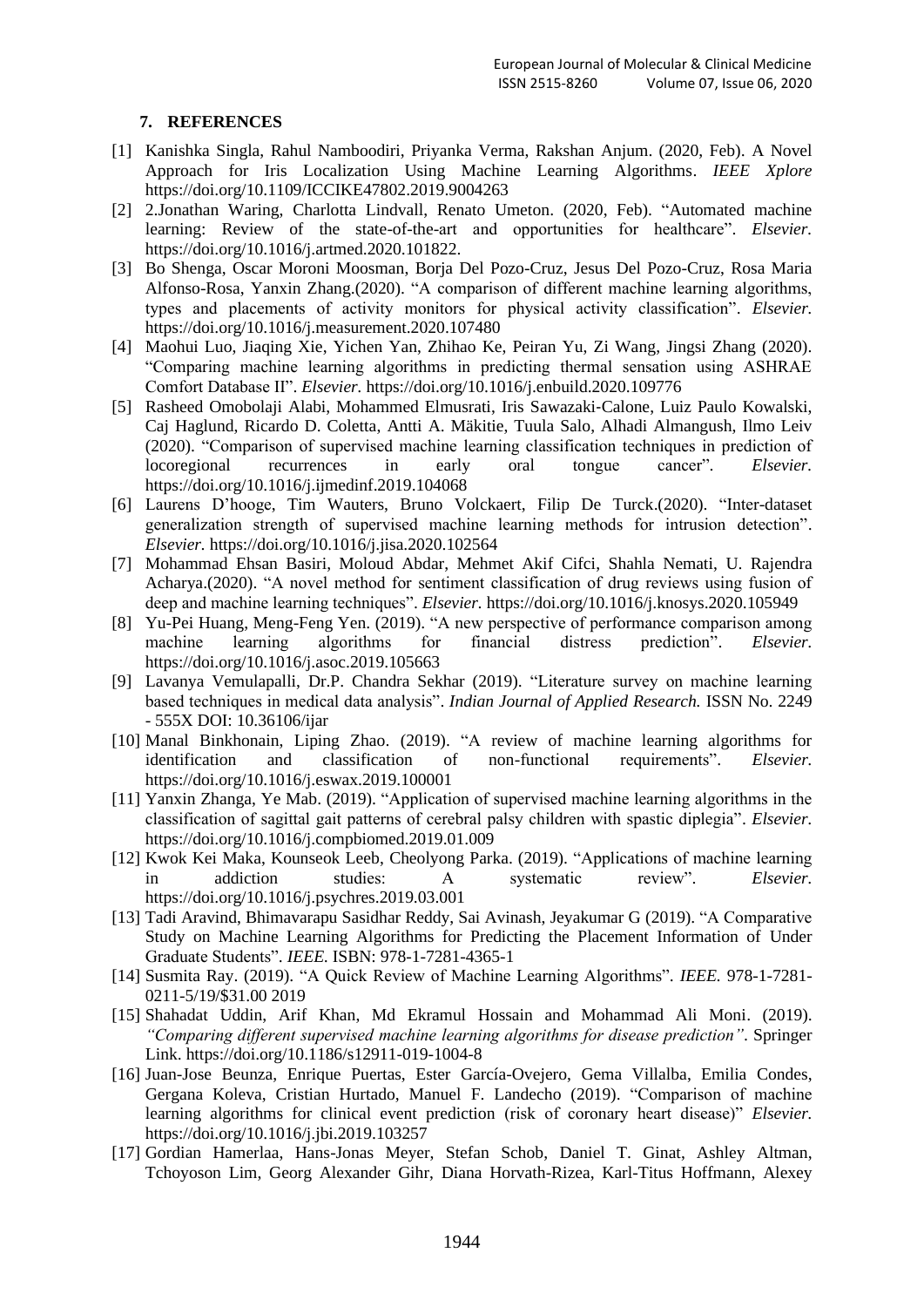## 7. REFERENCES

[1] Kanishka Singla, Rahul Namboodiri, Priyanka Verma, Rakshan Anjum. (2020, Feb). A Novel Approach for Iris Localization Using Machine Learning Algorithms. *IEEE Xplore* https://doi.org/10.1109/ICCIKE47802.2019.9004263

[2] 2.Jonathan Waring, Charlotta Lindvall, Renato Umeton. (2020, Feb). "Automated machine learning: Review of the state-of-the-art and opportunities for healthcare". *Elsevier.* https://doi.org/10.1016/j.artmed.2020.101822.

[3] Bo Shenga, Oscar Moroni Moosman, Borja Del Pozo-Cruz, Jesus Del Pozo-Cruz, Rosa Maria Alfonso-Rosa, Yanxin Zhang.(2020). "A comparison of different machine learning algorithms, types and placements of activity monitors for physical activity classification". *Elsevier.* https://doi.org/10.1016/j.measurement.2020.107480

[4] Maohui Luo, Jiaqing Xie, Yichen Yan, Zhihao Ke, Peiran Yu, Zi Wang, Jingsi Zhang (2020). "Comparing machine learning algorithms in predicting thermal sensation using ASHRAE Comfort Database II". *Elsevier.* https://doi.org/10.1016/j.enbuild.2020.109776

[5] Rasheed Omobolaji Alabi, Mohammed Elmusrati, Iris Sawazaki-Calone, Luiz Paulo Kowalski, Caj Haglund, Ricardo D. Coletta, Antti A. Mäkitie, Tuula Salo, Alhadi Almangush, Ilmo Leiv (2020). "Comparison of supervised machine learning classification techniques in prediction of locoregional recurrences in early oral tongue cancer". *Elsevier.* https://doi.org/10.1016/j.ijmedinf.2019.104068

[6] Laurens D'hooge, Tim Wauters, Bruno Volckaert, Filip De Turck.(2020). "Inter-dataset generalization strength of supervised machine learning methods for intrusion detection". *Elsevier.* https://doi.org/10.1016/j.jisa.2020.102564

[7] Mohammad Ehsan Basiri, Moloud Abdar, Mehmet Akif Cifci, Shahla Nemati, U. Rajendra Acharya.(2020). "A novel method for sentiment classification of drug reviews using fusion of deep and machine learning techniques". *Elsevier.* https://doi.org/10.1016/j.knosys.2020.105949

[8] Yu-Pei Huang, Meng-Feng Yen. (2019). "A new perspective of performance comparison among machine learning algorithms for financial distress prediction". *Elsevier.* https://doi.org/10.1016/j.asoc.2019.105663

[9] Lavanya Vemulapalli, Dr.P. Chandra Sekhar (2019). "Literature survey on machine learning based techniques in medical data analysis". *Indian Journal of Applied Research.* ISSN No. 2249 - 555X DOI: 10.36106/ijar

[10] Manal Binkhonain, Liping Zhao. (2019). "A review of machine learning algorithms for identification and classification of non-functional requirements". *Elsevier.* https://doi.org/10.1016/j.eswax.2019.100001

[11] Yanxin Zhanga, Ye Mab. (2019). "Application of supervised machine learning algorithms in the classification of sagittal gait patterns of cerebral palsy children with spastic diplegia". *Elsevier.* https://doi.org/10.1016/j.compbiomed.2019.01.009

[12] Kwok Kei Maka, Kounseok Leeb, Cheolyong Parka. (2019). "Applications of machine learning in addiction studies: A systematic review". *Elsevier.* https://doi.org/10.1016/j.psychres.2019.03.001

[13] Tadi Aravind, Bhimavarapu Sasidhar Reddy, Sai Avinash, Jeyakumar G (2019). "A Comparative Study on Machine Learning Algorithms for Predicting the Placement Information of Under Graduate Students". *IEEE.* ISBN: 978-1-7281-4365-1

[14] Susmita Ray. (2019). "A Quick Review of Machine Learning Algorithms". *IEEE.* 978-1-7281-0211-5/19/$31.00 2019

[15] Shahadat Uddin, Arif Khan, Md Ekramul Hossain and Mohammad Ali Moni. (2019). *"Comparing different supervised machine learning algorithms for disease prediction"*. Springer Link. https://doi.org/10.1186/s12911-019-1004-8

[16] Juan-Jose Beunza, Enrique Puertas, Ester García-Ovejero, Gema Villalba, Emilia Condes, Gergana Koleva, Cristian Hurtado, Manuel F. Landecho (2019). "Comparison of machine learning algorithms for clinical event prediction (risk of coronary heart disease)" *Elsevier.* https://doi.org/10.1016/j.jbi.2019.103257

[17] Gordian Hamerlaa, Hans-Jonas Meyer, Stefan Schob, Daniel T. Ginat, Ashley Altman, Tchoyoson Lim, Georg Alexander Gihr, Diana Horvath-Rizea, Karl-Titus Hoffmann, Alexey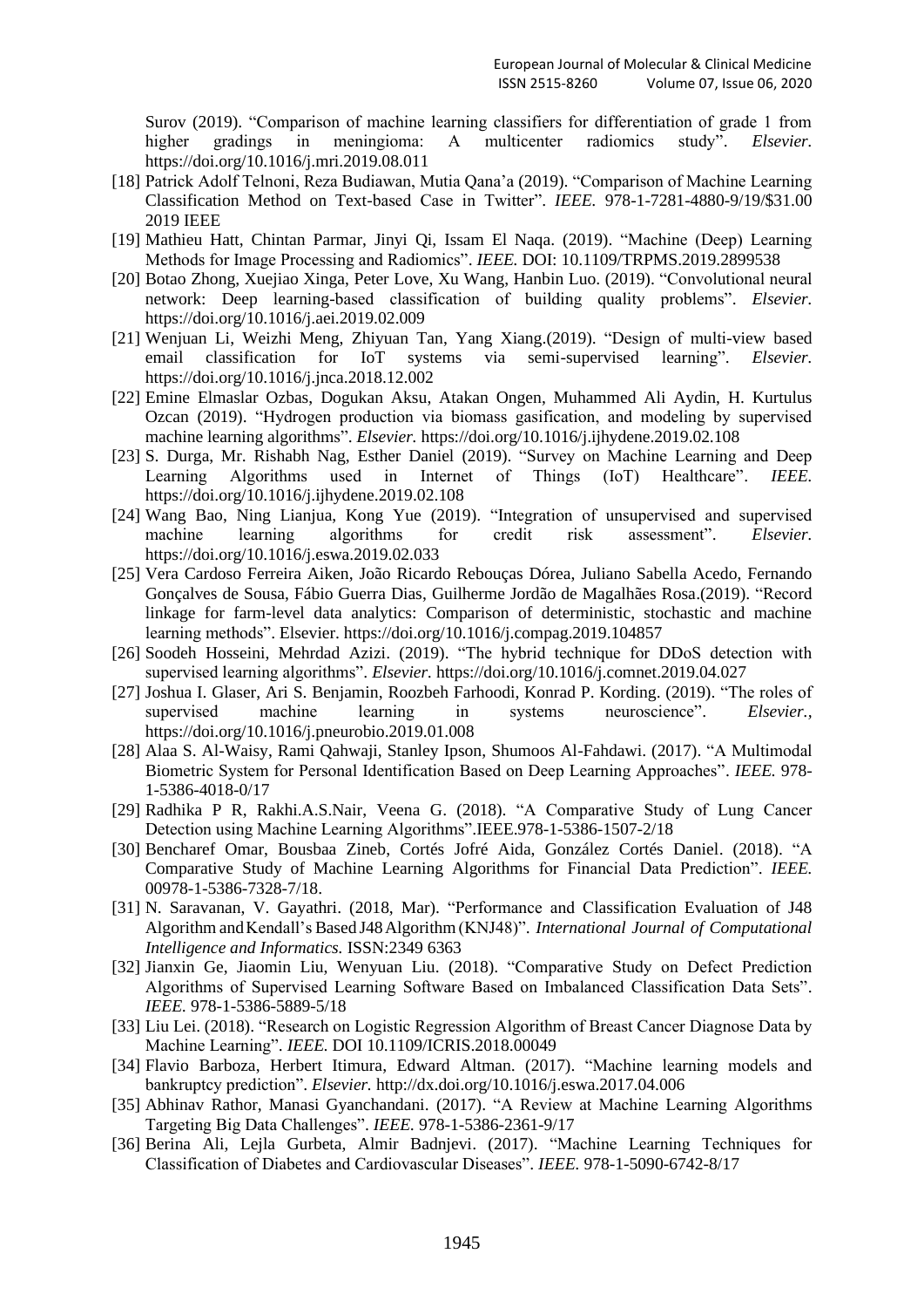Surov (2019). "Comparison of machine learning classifiers for differentiation of grade 1 from higher gradings in meningioma: A multicenter radiomics study". *Elsevier.* https://doi.org/10.1016/j.mri.2019.08.011

[18] Patrick Adolf Telnoni, Reza Budiawan, Mutia Qana'a (2019). "Comparison of Machine Learning Classification Method on Text-based Case in Twitter". *IEEE.* 978-1-7281-4880-9/19/$31.00 2019 IEEE

[19] Mathieu Hatt, Chintan Parmar, Jinyi Qi, Issam El Naqa. (2019). "Machine (Deep) Learning Methods for Image Processing and Radiomics". *IEEE.* DOI: 10.1109/TRPMS.2019.2899538

[20] Botao Zhong, Xuejiao Xinga, Peter Love, Xu Wang, Hanbin Luo. (2019). "Convolutional neural network: Deep learning-based classification of building quality problems". *Elsevier.* https://doi.org/10.1016/j.aei.2019.02.009

[21] Wenjuan Li, Weizhi Meng, Zhiyuan Tan, Yang Xiang.(2019). "Design of multi-view based email classification for IoT systems via semi-supervised learning". *Elsevier.* https://doi.org/10.1016/j.jnca.2018.12.002

[22] Emine Elmaslar Ozbas, Dogukan Aksu, Atakan Ongen, Muhammed Ali Aydin, H. Kurtulus Ozcan (2019). "Hydrogen production via biomass gasification, and modeling by supervised machine learning algorithms". *Elsevier.* https://doi.org/10.1016/j.ijhydene.2019.02.108

[23] S. Durga, Mr. Rishabh Nag, Esther Daniel (2019). "Survey on Machine Learning and Deep Learning Algorithms used in Internet of Things (IoT) Healthcare". *IEEE.* https://doi.org/10.1016/j.ijhydene.2019.02.108

[24] Wang Bao, Ning Lianjua, Kong Yue (2019). "Integration of unsupervised and supervised machine learning algorithms for credit risk assessment". *Elsevier.* https://doi.org/10.1016/j.eswa.2019.02.033

[25] Vera Cardoso Ferreira Aiken, João Ricardo Rebouças Dórea, Juliano Sabella Acedo, Fernando Gonçalves de Sousa, Fábio Guerra Dias, Guilherme Jordão de Magalhães Rosa.(2019). "Record linkage for farm-level data analytics: Comparison of deterministic, stochastic and machine learning methods". Elsevier. https://doi.org/10.1016/j.compag.2019.104857

[26] Soodeh Hosseini, Mehrdad Azizi. (2019). "The hybrid technique for DDoS detection with supervised learning algorithms". *Elsevier.* https://doi.org/10.1016/j.comnet.2019.04.027

[27] Joshua I. Glaser, Ari S. Benjamin, Roozbeh Farhoodi, Konrad P. Kording. (2019). "The roles of supervised machine learning in systems neuroscience". *Elsevier.*, https://doi.org/10.1016/j.pneurobio.2019.01.008

[28] Alaa S. Al-Waisy, Rami Qahwaji, Stanley Ipson, Shumoos Al-Fahdawi. (2017). "A Multimodal Biometric System for Personal Identification Based on Deep Learning Approaches". *IEEE.* 978-1-5386-4018-0/17

[29] Radhika P R, Rakhi.A.S.Nair, Veena G. (2018). "A Comparative Study of Lung Cancer Detection using Machine Learning Algorithms".IEEE.978-1-5386-1507-2/18

[30] Bencharef Omar, Bousbaa Zineb, Cortés Jofré Aida, González Cortés Daniel. (2018). "A Comparative Study of Machine Learning Algorithms for Financial Data Prediction". *IEEE.* 00978-1-5386-7328-7/18.

[31] N. Saravanan, V. Gayathri. (2018, Mar). "Performance and Classification Evaluation of J48 Algorithm and Kendall's Based J48 Algorithm (KNJ48)". *International Journal of Computational Intelligence and Informatics.* ISSN:2349 6363

[32] Jianxin Ge, Jiaomin Liu, Wenyuan Liu. (2018). "Comparative Study on Defect Prediction Algorithms of Supervised Learning Software Based on Imbalanced Classification Data Sets". *IEEE.* 978-1-5386-5889-5/18

[33] Liu Lei. (2018). "Research on Logistic Regression Algorithm of Breast Cancer Diagnose Data by Machine Learning". *IEEE.* DOI 10.1109/ICRIS.2018.00049

[34] Flavio Barboza, Herbert Itimura, Edward Altman. (2017). "Machine learning models and bankruptcy prediction". *Elsevier.* http://dx.doi.org/10.1016/j.eswa.2017.04.006

[35] Abhinav Rathor, Manasi Gyanchandani. (2017). "A Review at Machine Learning Algorithms Targeting Big Data Challenges". *IEEE.* 978-1-5386-2361-9/17

[36] Berina Ali, Lejla Gurbeta, Almir Badnjevi. (2017). "Machine Learning Techniques for Classification of Diabetes and Cardiovascular Diseases". *IEEE.* 978-1-5090-6742-8/17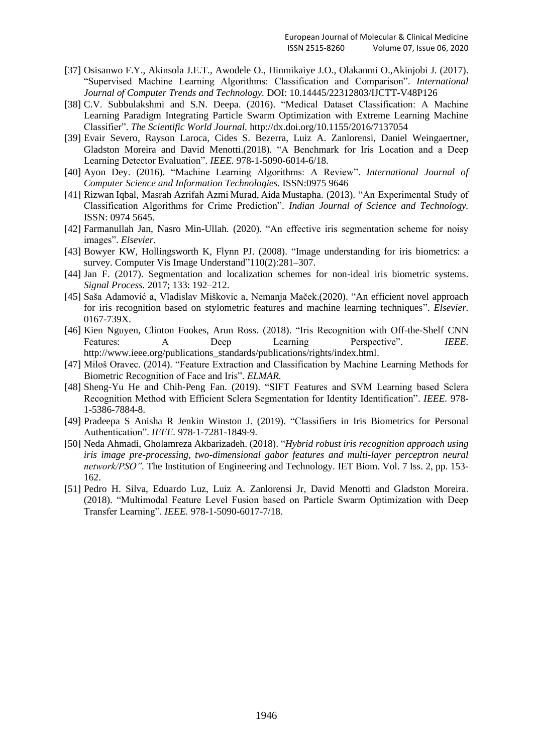[37] Osisanwo F.Y., Akinsola J.E.T., Awodele O., Hinmikaiye J.O., Olakanmi O.,Akinjobi J. (2017). "Supervised Machine Learning Algorithms: Classification and Comparison". *International Journal of Computer Trends and Technology.* DOI: 10.14445/22312803/IJCTT-V48P126

[38] C.V. Subbulakshmi and S.N. Deepa. (2016). "Medical Dataset Classification: A Machine Learning Paradigm Integrating Particle Swarm Optimization with Extreme Learning Machine Classifier". *The Scientific World Journal.* http://dx.doi.org/10.1155/2016/7137054

[39] Evair Severo, Rayson Laroca, Cides S. Bezerra, Luiz A. Zanlorensi, Daniel Weingaertner, Gladston Moreira and David Menotti.(2018). "A Benchmark for Iris Location and a Deep Learning Detector Evaluation". *IEEE.* 978-1-5090-6014-6/18.

[40] Ayon Dey. (2016). "Machine Learning Algorithms: A Review". *International Journal of Computer Science and Information Technologies.* ISSN:0975 9646

[41] Rizwan Iqbal, Masrah Azrifah Azmi Murad, Aida Mustapha. (2013). "An Experimental Study of Classification Algorithms for Crime Prediction". *Indian Journal of Science and Technology.* ISSN: 0974 5645.

[42] Farmanullah Jan, Nasro Min-Ullah. (2020). "An effective iris segmentation scheme for noisy images". *Elsevier*.

[43] Bowyer KW, Hollingsworth K, Flynn PJ. (2008). "Image understanding for iris biometrics: a survey. Computer Vis Image Understand"110(2):281–307.

[44] Jan F. (2017). Segmentation and localization schemes for non-ideal iris biometric systems. *Signal Process.* 2017; 133: 192–212.

[45] Saša Adamović a, Vladislav Miškovic a, Nemanja Maček.(2020). "An efficient novel approach for iris recognition based on stylometric features and machine learning techniques". *Elsevier.* 0167-739X.

[46] Kien Nguyen, Clinton Fookes, Arun Ross. (2018). "Iris Recognition with Off-the-Shelf CNN Features: A Deep Learning Perspective". *IEEE.* http://www.ieee.org/publications_standards/publications/rights/index.html.

[47] Miloš Oravec. (2014). "Feature Extraction and Classification by Machine Learning Methods for Biometric Recognition of Face and Iris". *ELMAR.*

[48] Sheng-Yu He and Chih-Peng Fan. (2019). "SIFT Features and SVM Learning based Sclera Recognition Method with Efficient Sclera Segmentation for Identity Identification". *IEEE.* 978-1-5386-7884-8.

[49] Pradeepa S Anisha R Jenkin Winston J. (2019). "Classifiers in Iris Biometrics for Personal Authentication". *IEEE.* 978-1-7281-1849-9.

[50] Neda Ahmadi, Gholamreza Akbarizadeh. (2018). "*Hybrid robust iris recognition approach using iris image pre-processing, two-dimensional gabor features and multi-layer perceptron neural network/PSO".* The Institution of Engineering and Technology. IET Biom. Vol. 7 Iss. 2, pp. 153-162.

[51] Pedro H. Silva, Eduardo Luz, Luiz A. Zanlorensi Jr, David Menotti and Gladston Moreira. (2018). "Multimodal Feature Level Fusion based on Particle Swarm Optimization with Deep Transfer Learning". *IEEE.* 978-1-5090-6017-7/18.